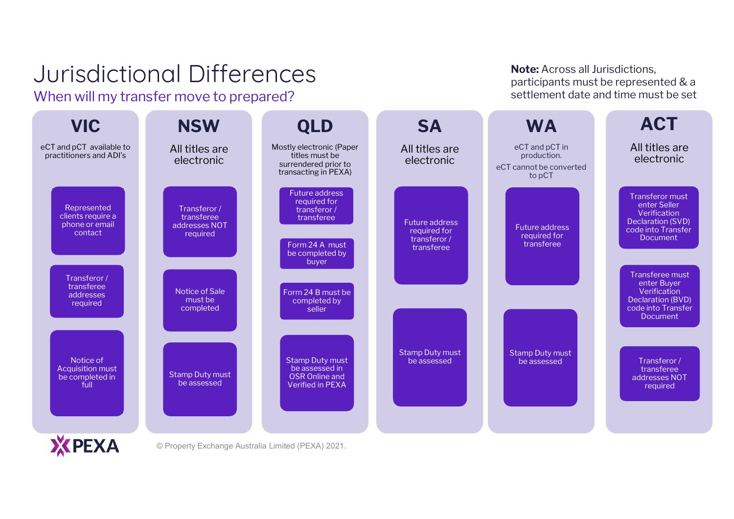# Jurisdictional Differences

## When will my transfer move to prepared?

**Note:** Across all Jurisdictions, participants must be represented & a settlement date and time must be set

### VIC

eCT and pCT available to practitioners and ADI's

- Represented clients require a phone or email contact
- Transferor / transferee addresses required
- Notice of Acquisition must be completed in full

### NSW

All titles are electronic

- Transferor / transferee addresses NOT required
- Notice of Sale must be completed
- Stamp Duty must be assessed

### QLD

Mostly electronic (Paper titles must be surrendered prior to transacting in PEXA)

- Future address required for transferor / transferee
- Form 24 A must be completed by buyer
- Form 24 B must be completed by seller
- Stamp Duty must be assessed in OSR Online and Verified in PEXA

### SA

All titles are electronic

- Future address required for transferor / transferee
- Stamp Duty must be assessed

### WA

eCT and pCT in production.

eCT cannot be converted to pCT

- Future address required for transferee
- Stamp Duty must be assessed

### ACT

All titles are electronic

- Transferor must enter Seller Verification Declaration (SVD) code into Transfer Document
- Transferee must enter Buyer Verification Declaration (BVD) code into Transfer Document
- Transferor / transferee addresses NOT required

PEXA

© Property Exchange Australia Limited (PEXA) 2021.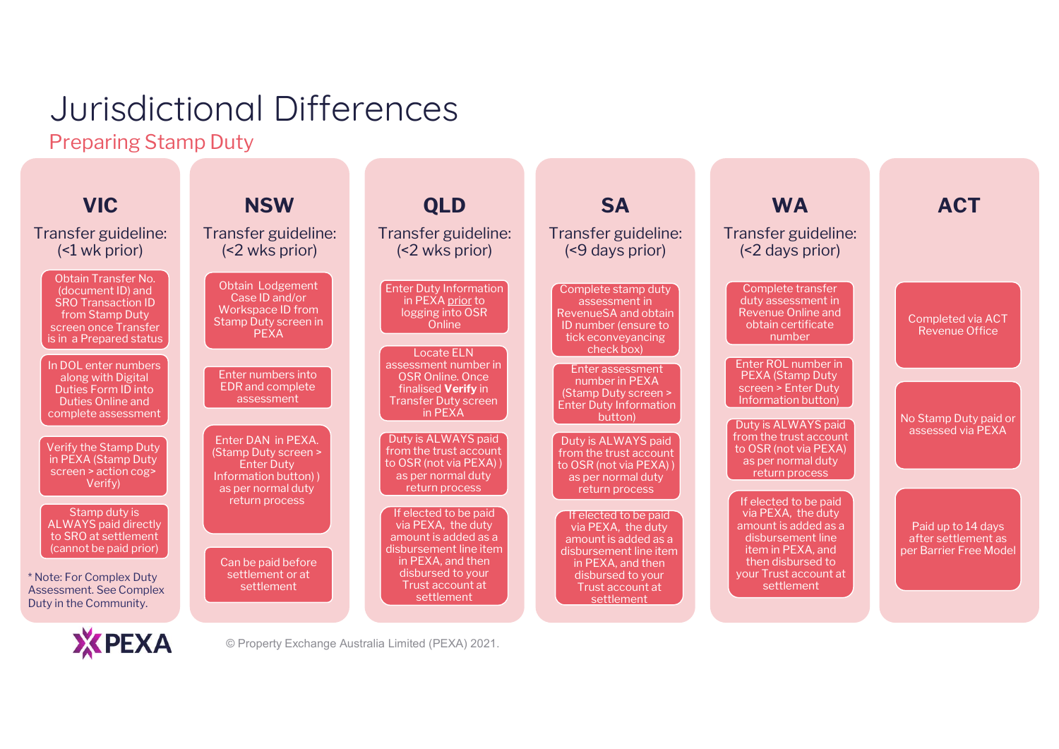# Jurisdictional Differences

## Preparing Stamp Duty

### VIC

Transfer guideline: (<1 wk prior)

- Obtain Transfer No. (document ID) and SRO Transaction ID from Stamp Duty screen once Transfer is in a Prepared status
- In DOL enter numbers along with Digital Duties Form ID into Duties Online and complete assessment
- Verify the Stamp Duty in PEXA (Stamp Duty screen > action cog> Verify)
- Stamp duty is ALWAYS paid directly to SRO at settlement (cannot be paid prior)

* Note: For Complex Duty Assessment. See Complex Duty in the Community.

### NSW

Transfer guideline: (<2 wks prior)

- Obtain Lodgement Case ID and/or Workspace ID from Stamp Duty screen in PEXA
- Enter numbers into EDR and complete assessment
- Enter DAN in PEXA. (Stamp Duty screen > Enter Duty Information button) ) as per normal duty return process
- Can be paid before settlement or at settlement

### QLD

Transfer guideline: (<2 wks prior)

- Enter Duty Information in PEXA prior to logging into OSR Online
- Locate ELN assessment number in OSR Online. Once finalised **Verify** in Transfer Duty screen in PEXA
- Duty is ALWAYS paid from the trust account to OSR (not via PEXA) ) as per normal duty return process
- If elected to be paid via PEXA, the duty amount is added as a disbursement line item in PEXA, and then disbursed to your Trust account at settlement

### SA

Transfer guideline: (<9 days prior)

- Complete stamp duty assessment in RevenueSA and obtain ID number (ensure to tick econveyancing check box)
- Enter assessment number in PEXA (Stamp Duty screen > Enter Duty Information button)
- Duty is ALWAYS paid from the trust account to OSR (not via PEXA) ) as per normal duty return process
- If elected to be paid via PEXA, the duty amount is added as a disbursement line item in PEXA, and then disbursed to your Trust account at settlement

### WA

Transfer guideline: (<2 days prior)

- Complete transfer duty assessment in Revenue Online and obtain certificate number
- Enter ROL number in PEXA (Stamp Duty screen > Enter Duty Information button)
- Duty is ALWAYS paid from the trust account to OSR (not via PEXA) as per normal duty return process
- If elected to be paid via PEXA, the duty amount is added as a disbursement line item in PEXA, and then disbursed to your Trust account at settlement

### ACT

- Completed via ACT Revenue Office
- No Stamp Duty paid or assessed via PEXA
- Paid up to 14 days after settlement as per Barrier Free Model

© Property Exchange Australia Limited (PEXA) 2021.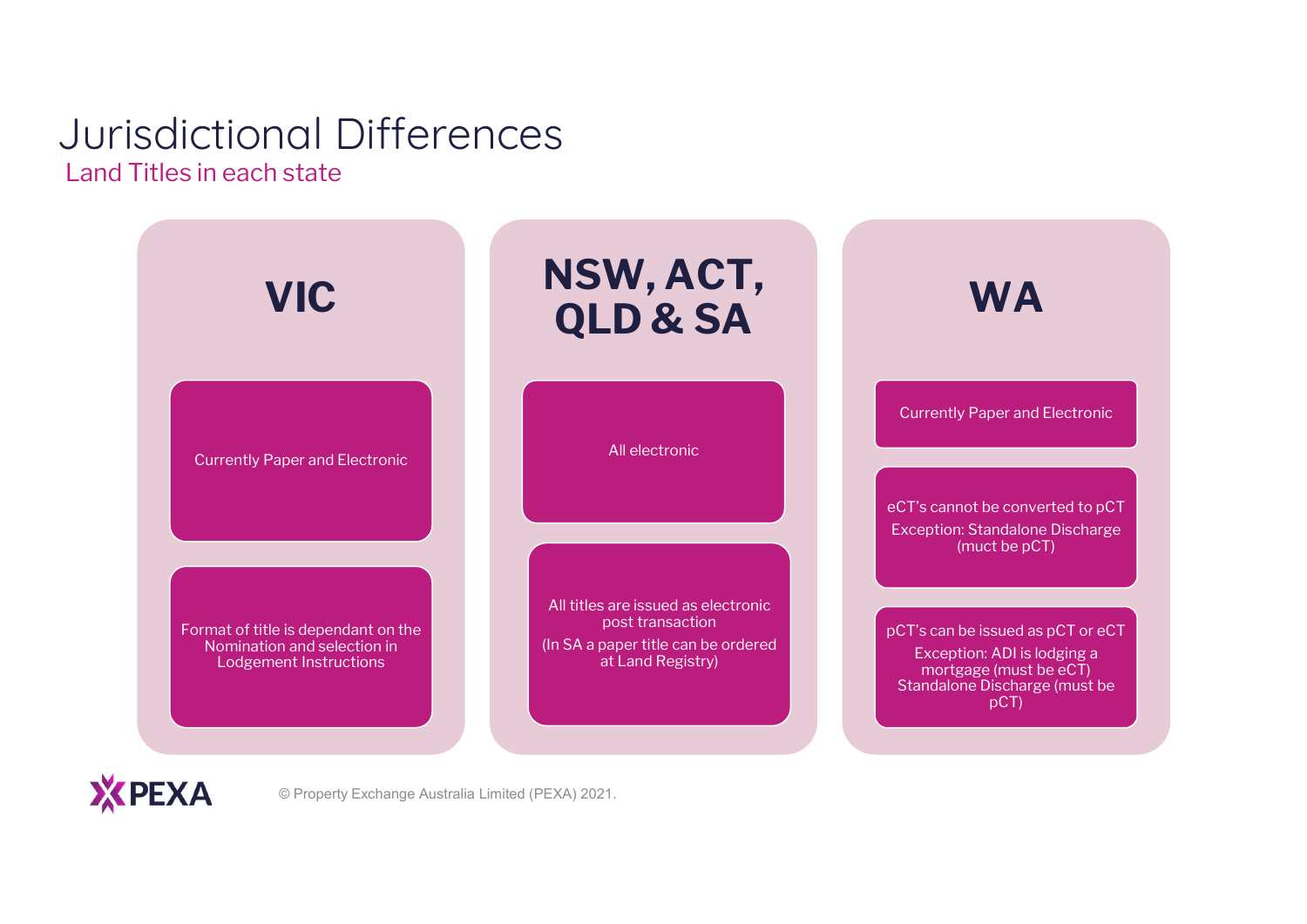# Jurisdictional Differences

## Land Titles in each state

### VIC

Currently Paper and Electronic

Format of title is dependant on the Nomination and selection in Lodgement Instructions

### NSW, ACT, QLD & SA

All electronic

All titles are issued as electronic post transaction

(In SA a paper title can be ordered at Land Registry)

### WA

Currently Paper and Electronic

eCT's cannot be converted to pCT

Exception: Standalone Discharge (muct be pCT)

pCT's can be issued as pCT or eCT

Exception: ADI is lodging a mortgage (must be eCT)
Standalone Discharge (must be pCT)

© Property Exchange Australia Limited (PEXA) 2021.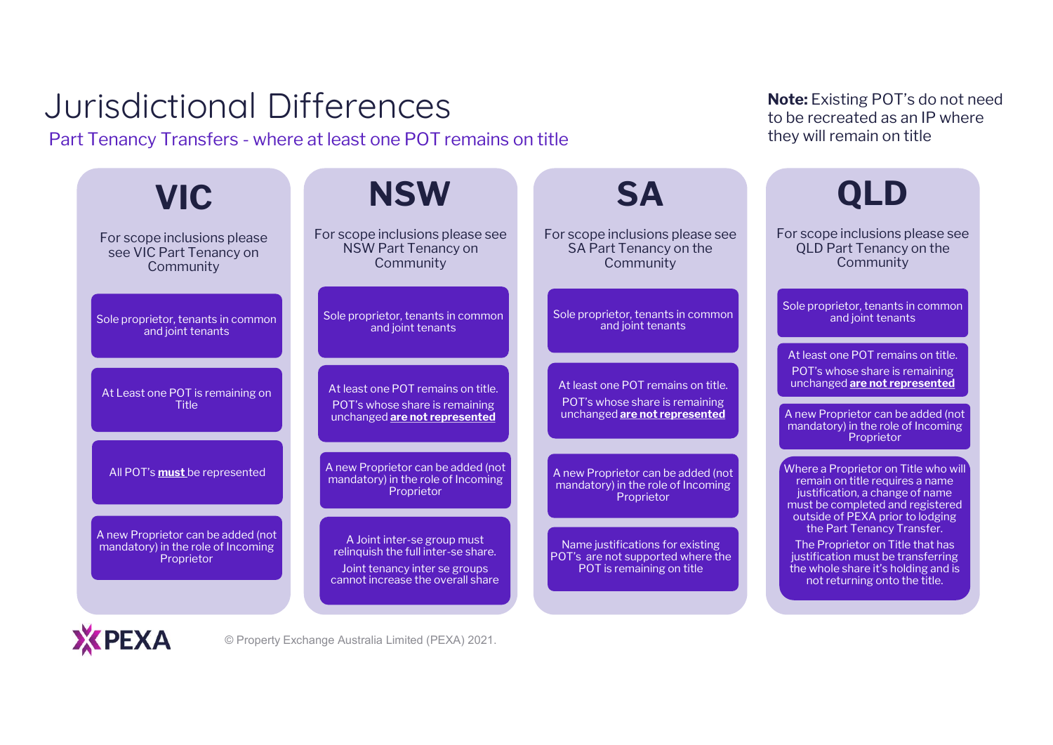# Jurisdictional Differences

## Part Tenancy Transfers - where at least one POT remains on title

**Note:** Existing POT's do not need to be recreated as an IP where they will remain on title

### VIC

For scope inclusions please see VIC Part Tenancy on Community

- Sole proprietor, tenants in common and joint tenants
- At Least one POT is remaining on Title
- All POT's **must** be represented
- A new Proprietor can be added (not mandatory) in the role of Incoming Proprietor

### NSW

For scope inclusions please see NSW Part Tenancy on Community

- Sole proprietor, tenants in common and joint tenants
- At least one POT remains on title. POT's whose share is remaining unchanged **are not represented**
- A new Proprietor can be added (not mandatory) in the role of Incoming Proprietor
- A Joint inter-se group must relinquish the full inter-se share. Joint tenancy inter se groups cannot increase the overall share

### SA

For scope inclusions please see SA Part Tenancy on the Community

- Sole proprietor, tenants in common and joint tenants
- At least one POT remains on title. POT's whose share is remaining unchanged **are not represented**
- A new Proprietor can be added (not mandatory) in the role of Incoming Proprietor
- Name justifications for existing POT's are not supported where the POT is remaining on title

### QLD

For scope inclusions please see QLD Part Tenancy on the Community

- Sole proprietor, tenants in common and joint tenants
- At least one POT remains on title. POT's whose share is remaining unchanged **are not represented**
- A new Proprietor can be added (not mandatory) in the role of Incoming Proprietor
- Where a Proprietor on Title who will remain on title requires a name justification, a change of name must be completed and registered outside of PEXA prior to lodging the Part Tenancy Transfer. The Proprietor on Title that has justification must be transferring the whole share it's holding and is not returning onto the title.

© Property Exchange Australia Limited (PEXA) 2021.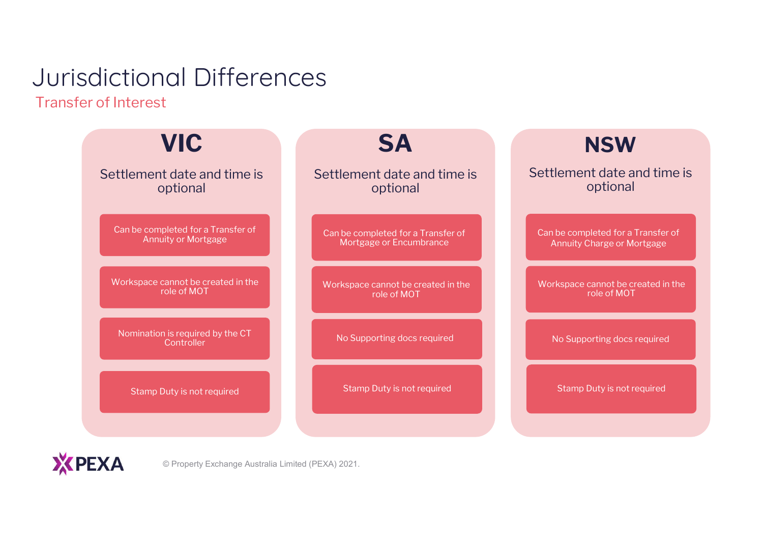# Jurisdictional Differences

## Transfer of Interest

### VIC

Settlement date and time is optional

- Can be completed for a Transfer of Annuity or Mortgage
- Workspace cannot be created in the role of MOT
- Nomination is required by the CT Controller
- Stamp Duty is not required

### SA

Settlement date and time is optional

- Can be completed for a Transfer of Mortgage or Encumbrance
- Workspace cannot be created in the role of MOT
- No Supporting docs required
- Stamp Duty is not required

### NSW

Settlement date and time is optional

- Can be completed for a Transfer of Annuity Charge or Mortgage
- Workspace cannot be created in the role of MOT
- No Supporting docs required
- Stamp Duty is not required

PEXA

© Property Exchange Australia Limited (PEXA) 2021.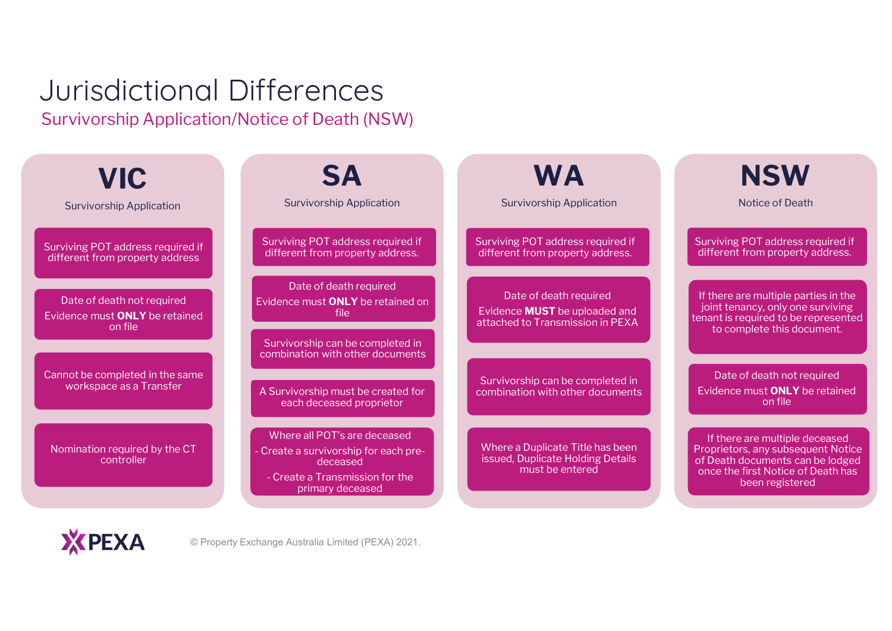# Jurisdictional Differences

## Survivorship Application/Notice of Death (NSW)

### VIC

Survivorship Application

- Surviving POT address required if different from property address
- Date of death not required
  Evidence must **ONLY** be retained on file
- Cannot be completed in the same workspace as a Transfer
- Nomination required by the CT controller

### SA

Survivorship Application

- Surviving POT address required if different from property address.
- Date of death required
  Evidence must **ONLY** be retained on file
- Survivorship can be completed in combination with other documents
- A Survivorship must be created for each deceased proprietor
- Where all POT's are deceased
  - Create a survivorship for each pre-deceased
  - Create a Transmission for the primary deceased

### WA

Survivorship Application

- Surviving POT address required if different from property address.
- Date of death required
  Evidence **MUST** be uploaded and attached to Transmission in PEXA
- Survivorship can be completed in combination with other documents
- Where a Duplicate Title has been issued, Duplicate Holding Details must be entered

### NSW

Notice of Death

- Surviving POT address required if different from property address.
- If there are multiple parties in the joint tenancy, only one surviving tenant is required to be represented to complete this document.
- Date of death not required
  Evidence must **ONLY** be retained on file
- If there are multiple deceased Proprietors, any subsequent Notice of Death documents can be lodged once the first Notice of Death has been registered

© Property Exchange Australia Limited (PEXA) 2021.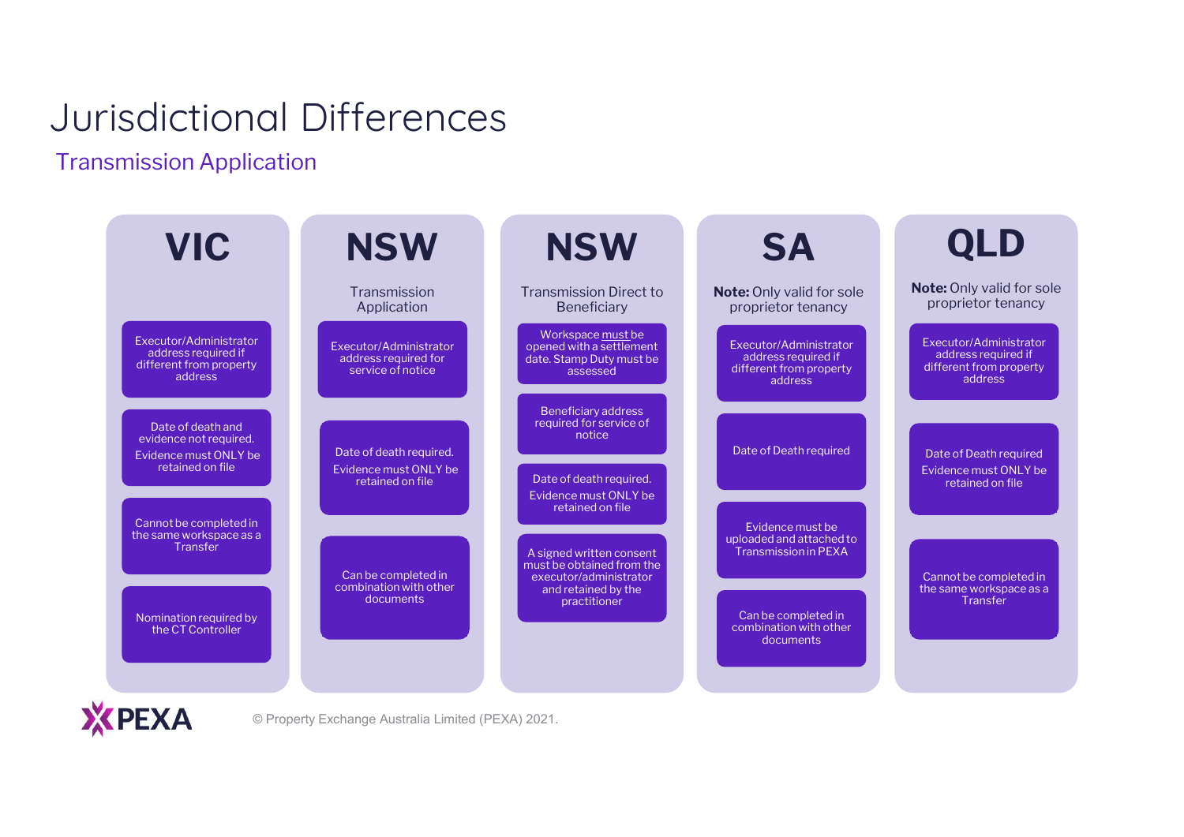# Jurisdictional Differences

## Transmission Application

### VIC

- Executor/Administrator address required if different from property address
- Date of death and evidence not required. Evidence must ONLY be retained on file
- Cannot be completed in the same workspace as a Transfer
- Nomination required by the CT Controller

### NSW

Transmission Application

- Executor/Administrator address required for service of notice
- Date of death required. Evidence must ONLY be retained on file
- Can be completed in combination with other documents

### NSW

Transmission Direct to Beneficiary

- Workspace must be opened with a settlement date. Stamp Duty must be assessed
- Beneficiary address required for service of notice
- Date of death required. Evidence must ONLY be retained on file
- A signed written consent must be obtained from the executor/administrator and retained by the practitioner

### SA

**Note:** Only valid for sole proprietor tenancy

- Executor/Administrator address required if different from property address
- Date of Death required
- Evidence must be uploaded and attached to Transmission in PEXA
- Can be completed in combination with other documents

### QLD

**Note:** Only valid for sole proprietor tenancy

- Executor/Administrator address required if different from property address
- Date of Death required. Evidence must ONLY be retained on file
- Cannot be completed in the same workspace as a Transfer

PEXA

© Property Exchange Australia Limited (PEXA) 2021.